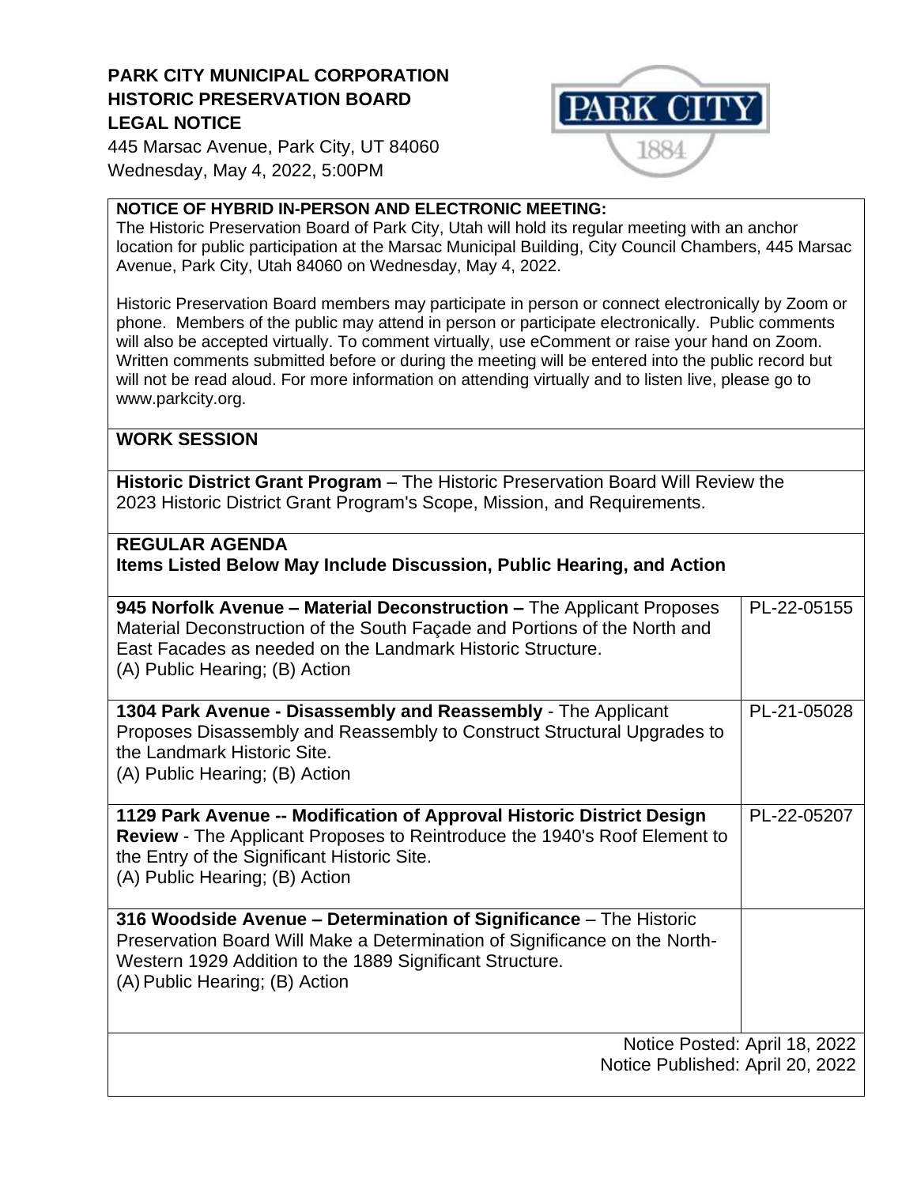**PARK CITY MUNICIPAL CORPORATION**
**HISTORIC PRESERVATION BOARD**
**LEGAL NOTICE**

445 Marsac Avenue, Park City, UT 84060
Wednesday, May 4, 2022, 5:00PM

**NOTICE OF HYBRID IN-PERSON AND ELECTRONIC MEETING:**
The Historic Preservation Board of Park City, Utah will hold its regular meeting with an anchor location for public participation at the Marsac Municipal Building, City Council Chambers, 445 Marsac Avenue, Park City, Utah 84060 on Wednesday, May 4, 2022.

Historic Preservation Board members may participate in person or connect electronically by Zoom or phone. Members of the public may attend in person or participate electronically. Public comments will also be accepted virtually. To comment virtually, use eComment or raise your hand on Zoom. Written comments submitted before or during the meeting will be entered into the public record but will not be read aloud. For more information on attending virtually and to listen live, please go to www.parkcity.org.

## WORK SESSION

**Historic District Grant Program** – The Historic Preservation Board Will Review the 2023 Historic District Grant Program's Scope, Mission, and Requirements.

## REGULAR AGENDA

**Items Listed Below May Include Discussion, Public Hearing, and Action**

| Item | File |
| --- | --- |
| **945 Norfolk Avenue – Material Deconstruction –** The Applicant Proposes Material Deconstruction of the South Façade and Portions of the North and East Facades as needed on the Landmark Historic Structure. (A) Public Hearing; (B) Action | PL-22-05155 |
| **1304 Park Avenue - Disassembly and Reassembly** - The Applicant Proposes Disassembly and Reassembly to Construct Structural Upgrades to the Landmark Historic Site. (A) Public Hearing; (B) Action | PL-21-05028 |
| **1129 Park Avenue -- Modification of Approval Historic District Design Review** - The Applicant Proposes to Reintroduce the 1940's Roof Element to the Entry of the Significant Historic Site. (A) Public Hearing; (B) Action | PL-22-05207 |
| **316 Woodside Avenue – Determination of Significance** – The Historic Preservation Board Will Make a Determination of Significance on the North-Western 1929 Addition to the 1889 Significant Structure. (A) Public Hearing; (B) Action | |

Notice Posted: April 18, 2022
Notice Published: April 20, 2022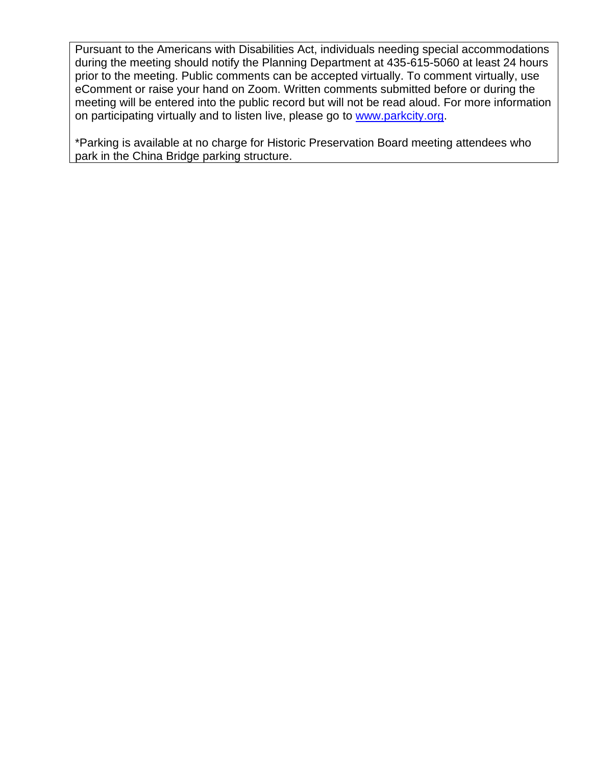Pursuant to the Americans with Disabilities Act, individuals needing special accommodations during the meeting should notify the Planning Department at 435-615-5060 at least 24 hours prior to the meeting. Public comments can be accepted virtually. To comment virtually, use eComment or raise your hand on Zoom. Written comments submitted before or during the meeting will be entered into the public record but will not be read aloud. For more information on participating virtually and to listen live, please go to [www.parkcity.org](http://www.parkcity.org).

*Parking is available at no charge for Historic Preservation Board meeting attendees who park in the China Bridge parking structure.